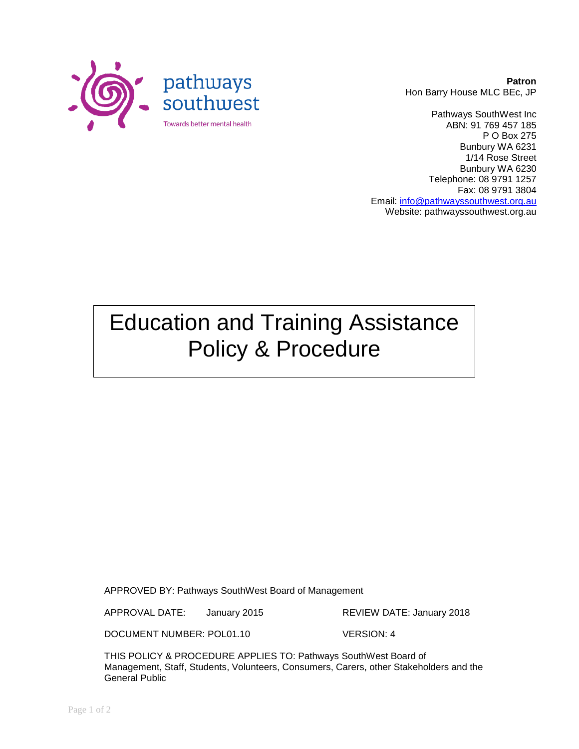pathways southwest

Towards better mental health

**Patron**
Hon Barry House MLC BEc, JP

Pathways SouthWest Inc
ABN: 91 769 457 185
P O Box 275
Bunbury WA 6231
1/14 Rose Street
Bunbury WA 6230
Telephone: 08 9791 1257
Fax: 08 9791 3804
Email: info@pathwayssouthwest.org.au
Website: pathwayssouthwest.org.au

# Education and Training Assistance Policy & Procedure

APPROVED BY: Pathways SouthWest Board of Management

APPROVAL DATE: January 2015 REVIEW DATE: January 2018

DOCUMENT NUMBER: POL01.10 VERSION: 4

THIS POLICY & PROCEDURE APPLIES TO: Pathways SouthWest Board of Management, Staff, Students, Volunteers, Consumers, Carers, other Stakeholders and the General Public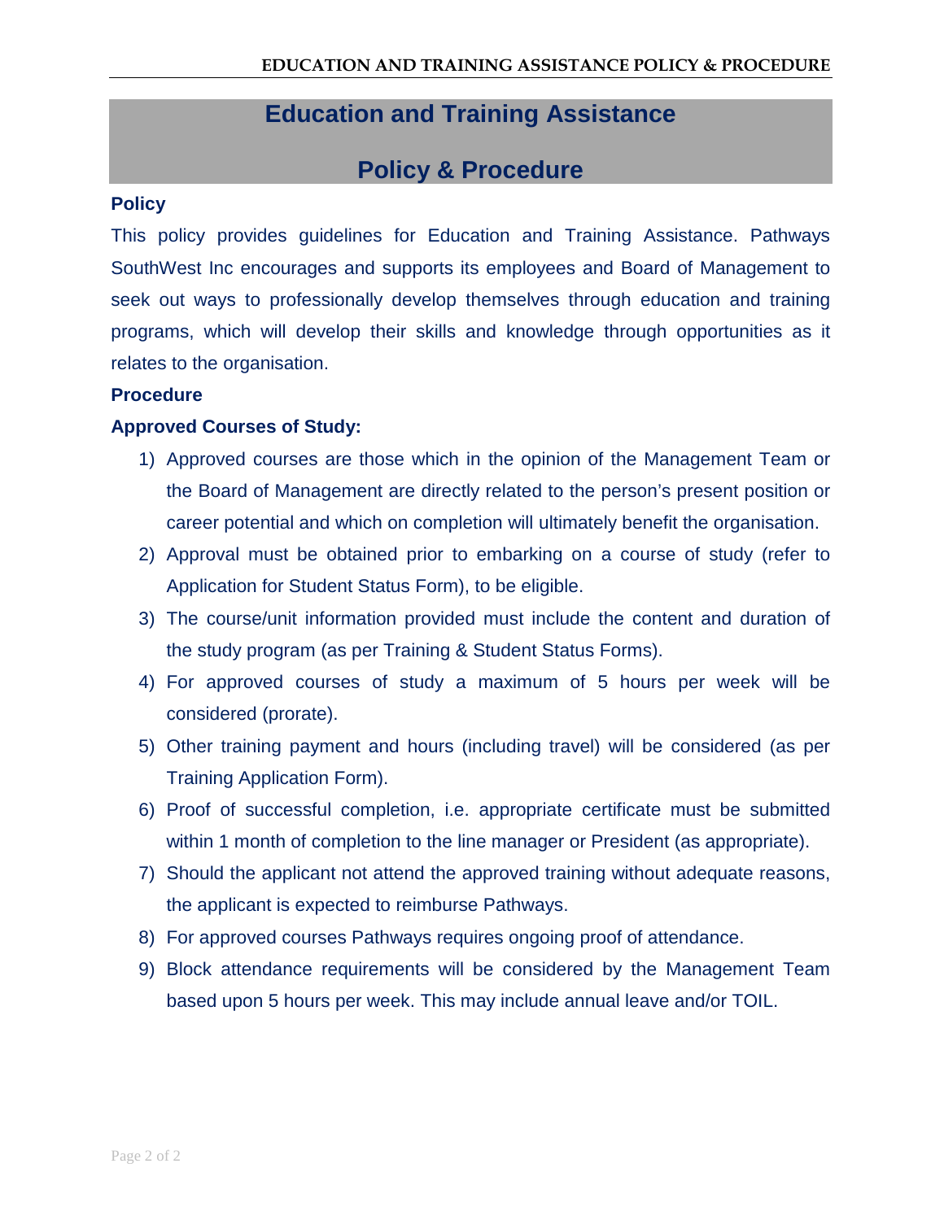# Education and Training Assistance

# Policy & Procedure

## Policy

This policy provides guidelines for Education and Training Assistance. Pathways SouthWest Inc encourages and supports its employees and Board of Management to seek out ways to professionally develop themselves through education and training programs, which will develop their skills and knowledge through opportunities as it relates to the organisation.

## Procedure

### Approved Courses of Study:

1) Approved courses are those which in the opinion of the Management Team or the Board of Management are directly related to the person's present position or career potential and which on completion will ultimately benefit the organisation.
2) Approval must be obtained prior to embarking on a course of study (refer to Application for Student Status Form), to be eligible.
3) The course/unit information provided must include the content and duration of the study program (as per Training & Student Status Forms).
4) For approved courses of study a maximum of 5 hours per week will be considered (prorate).
5) Other training payment and hours (including travel) will be considered (as per Training Application Form).
6) Proof of successful completion, i.e. appropriate certificate must be submitted within 1 month of completion to the line manager or President (as appropriate).
7) Should the applicant not attend the approved training without adequate reasons, the applicant is expected to reimburse Pathways.
8) For approved courses Pathways requires ongoing proof of attendance.
9) Block attendance requirements will be considered by the Management Team based upon 5 hours per week. This may include annual leave and/or TOIL.